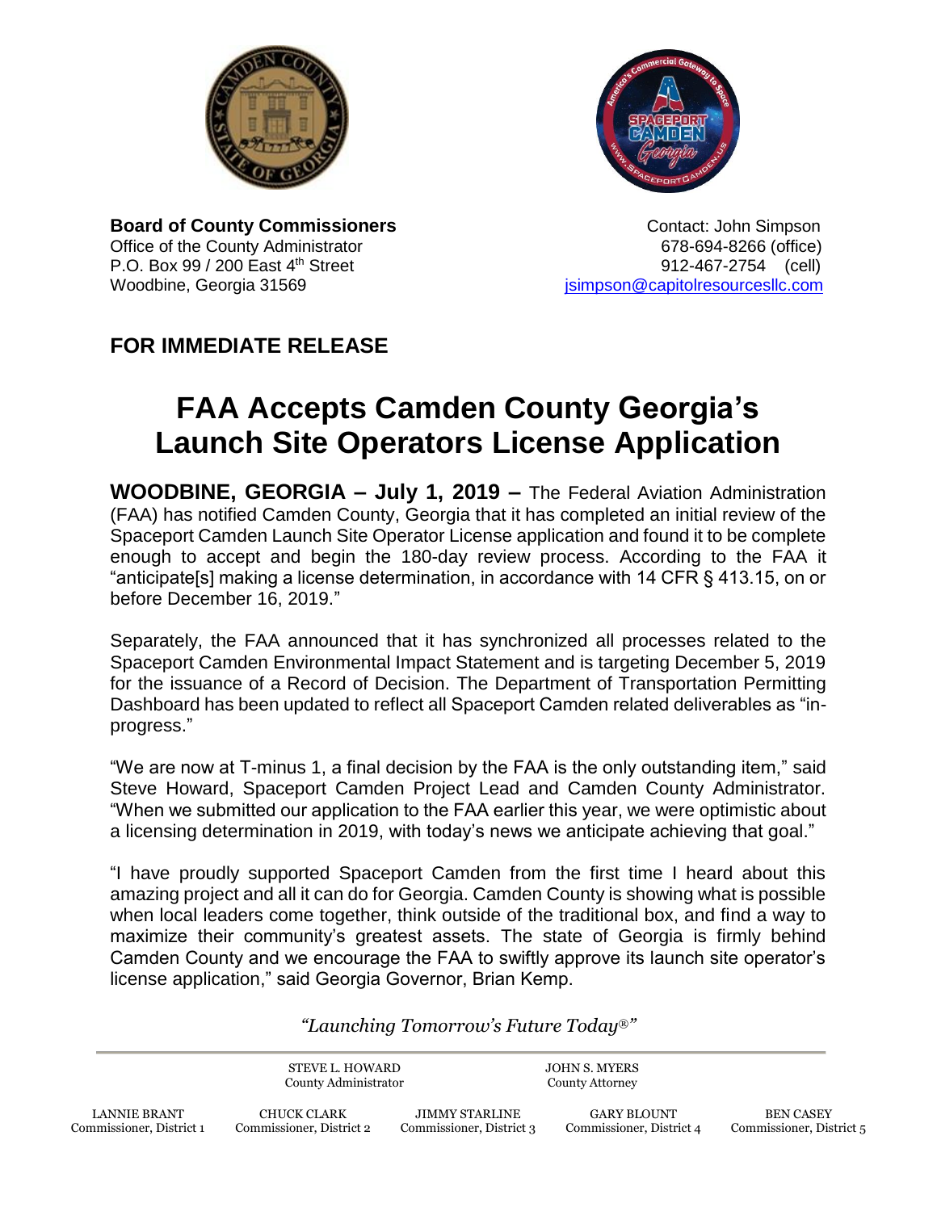**Board of County Commissioners**
Office of the County Administrator
P.O. Box 99 / 200 East 4th Street
Woodbine, Georgia 31569

Contact: John Simpson
678-694-8266 (office)
912-467-2754 (cell)
jsimpson@capitolresourcesllc.com

**FOR IMMEDIATE RELEASE**

# FAA Accepts Camden County Georgia's Launch Site Operators License Application

**WOODBINE, GEORGIA – July 1, 2019 –** The Federal Aviation Administration (FAA) has notified Camden County, Georgia that it has completed an initial review of the Spaceport Camden Launch Site Operator License application and found it to be complete enough to accept and begin the 180-day review process. According to the FAA it "anticipate[s] making a license determination, in accordance with 14 CFR § 413.15, on or before December 16, 2019."

Separately, the FAA announced that it has synchronized all processes related to the Spaceport Camden Environmental Impact Statement and is targeting December 5, 2019 for the issuance of a Record of Decision. The Department of Transportation Permitting Dashboard has been updated to reflect all Spaceport Camden related deliverables as "in-progress."

"We are now at T-minus 1, a final decision by the FAA is the only outstanding item," said Steve Howard, Spaceport Camden Project Lead and Camden County Administrator. "When we submitted our application to the FAA earlier this year, we were optimistic about a licensing determination in 2019, with today's news we anticipate achieving that goal."

"I have proudly supported Spaceport Camden from the first time I heard about this amazing project and all it can do for Georgia. Camden County is showing what is possible when local leaders come together, think outside of the traditional box, and find a way to maximize their community's greatest assets. The state of Georgia is firmly behind Camden County and we encourage the FAA to swiftly approve its launch site operator's license application," said Georgia Governor, Brian Kemp.

*"Launching Tomorrow's Future Today®"*

STEVE L. HOWARD, County Administrator
JOHN S. MYERS, County Attorney

LANNIE BRANT, Commissioner, District 1
CHUCK CLARK, Commissioner, District 2
JIMMY STARLINE, Commissioner, District 3
GARY BLOUNT, Commissioner, District 4
BEN CASEY, Commissioner, District 5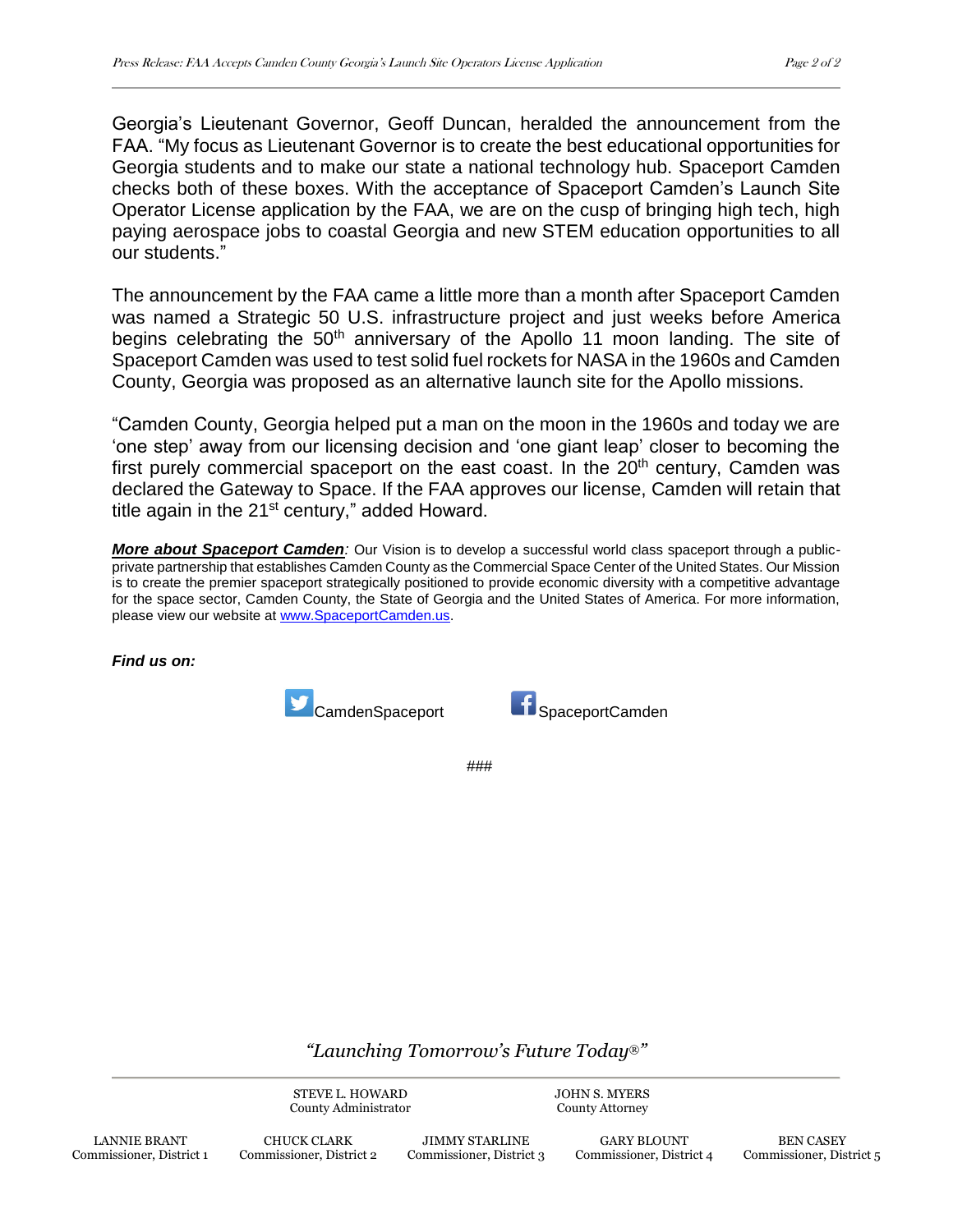Georgia's Lieutenant Governor, Geoff Duncan, heralded the announcement from the FAA. "My focus as Lieutenant Governor is to create the best educational opportunities for Georgia students and to make our state a national technology hub. Spaceport Camden checks both of these boxes. With the acceptance of Spaceport Camden's Launch Site Operator License application by the FAA, we are on the cusp of bringing high tech, high paying aerospace jobs to coastal Georgia and new STEM education opportunities to all our students."

The announcement by the FAA came a little more than a month after Spaceport Camden was named a Strategic 50 U.S. infrastructure project and just weeks before America begins celebrating the 50th anniversary of the Apollo 11 moon landing. The site of Spaceport Camden was used to test solid fuel rockets for NASA in the 1960s and Camden County, Georgia was proposed as an alternative launch site for the Apollo missions.

"Camden County, Georgia helped put a man on the moon in the 1960s and today we are 'one step' away from our licensing decision and 'one giant leap' closer to becoming the first purely commercial spaceport on the east coast. In the 20th century, Camden was declared the Gateway to Space. If the FAA approves our license, Camden will retain that title again in the 21st century," added Howard.

***More about Spaceport Camden****:* Our Vision is to develop a successful world class spaceport through a public-private partnership that establishes Camden County as the Commercial Space Center of the United States. Our Mission is to create the premier spaceport strategically positioned to provide economic diversity with a competitive advantage for the space sector, Camden County, the State of Georgia and the United States of America. For more information, please view our website at www.SpaceportCamden.us.

***Find us on:***

CamdenSpaceport    SpaceportCamden

###

*"Launching Tomorrow's Future Today®"*

STEVE L. HOWARD
County Administrator

JOHN S. MYERS
County Attorney

LANNIE BRANT
Commissioner, District 1

CHUCK CLARK
Commissioner, District 2

JIMMY STARLINE
Commissioner, District 3

GARY BLOUNT
Commissioner, District 4

BEN CASEY
Commissioner, District 5